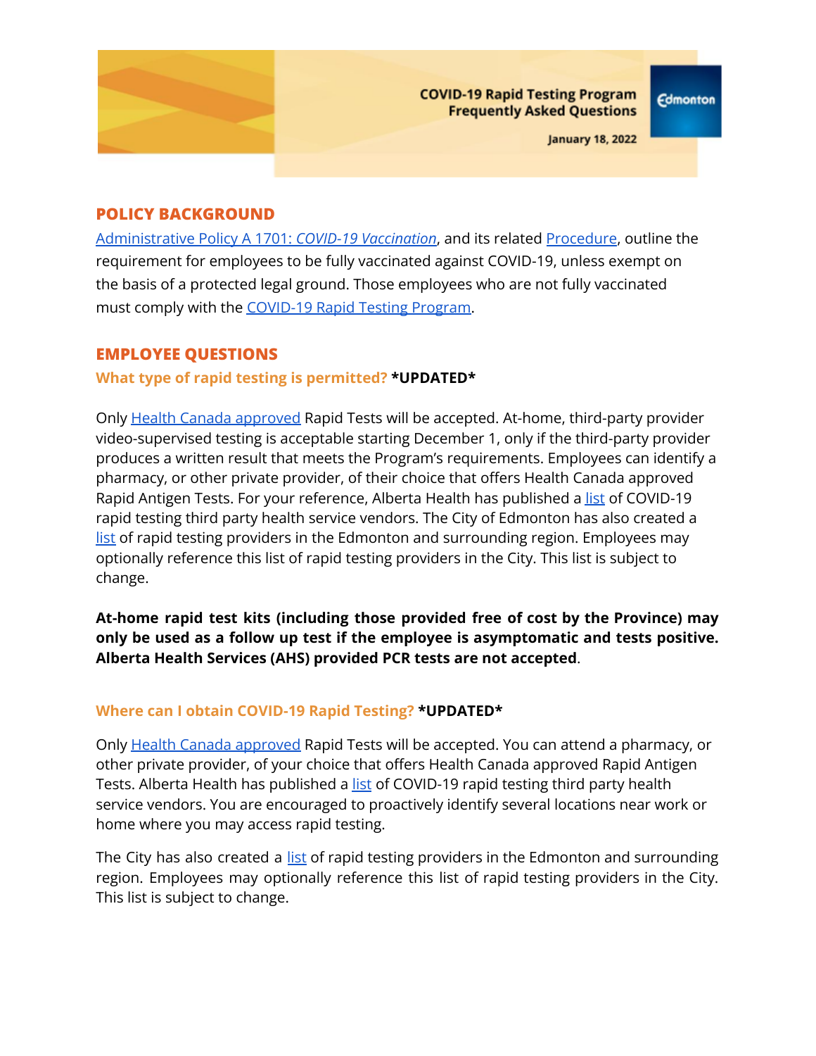# COVID-19 Rapid Testing Program Frequently Asked Questions

January 18, 2022

## POLICY BACKGROUND

Administrative Policy A 1701: *COVID-19 Vaccination*, and its related Procedure, outline the requirement for employees to be fully vaccinated against COVID-19, unless exempt on the basis of a protected legal ground. Those employees who are not fully vaccinated must comply with the COVID-19 Rapid Testing Program.

## EMPLOYEE QUESTIONS

### What type of rapid testing is permitted? **\*UPDATED\***

Only Health Canada approved Rapid Tests will be accepted. At-home, third-party provider video-supervised testing is acceptable starting December 1, only if the third-party provider produces a written result that meets the Program's requirements. Employees can identify a pharmacy, or other private provider, of their choice that offers Health Canada approved Rapid Antigen Tests. For your reference, Alberta Health has published a list of COVID-19 rapid testing third party health service vendors. The City of Edmonton has also created a list of rapid testing providers in the Edmonton and surrounding region. Employees may optionally reference this list of rapid testing providers in the City. This list is subject to change.

**At-home rapid test kits (including those provided free of cost by the Province) may only be used as a follow up test if the employee is asymptomatic and tests positive. Alberta Health Services (AHS) provided PCR tests are not accepted**.

### Where can I obtain COVID-19 Rapid Testing? **\*UPDATED\***

Only Health Canada approved Rapid Tests will be accepted. You can attend a pharmacy, or other private provider, of your choice that offers Health Canada approved Rapid Antigen Tests. Alberta Health has published a list of COVID-19 rapid testing third party health service vendors. You are encouraged to proactively identify several locations near work or home where you may access rapid testing.

The City has also created a list of rapid testing providers in the Edmonton and surrounding region. Employees may optionally reference this list of rapid testing providers in the City. This list is subject to change.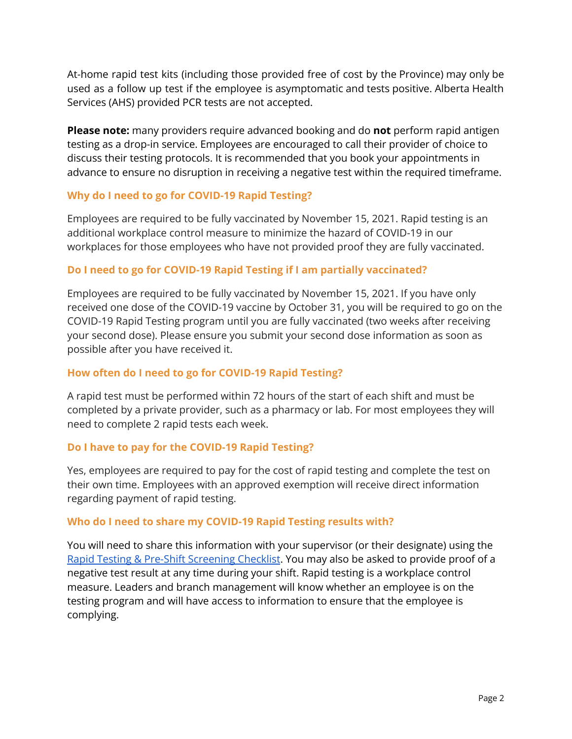At-home rapid test kits (including those provided free of cost by the Province) may only be used as a follow up test if the employee is asymptomatic and tests positive. Alberta Health Services (AHS) provided PCR tests are not accepted.

**Please note:** many providers require advanced booking and do **not** perform rapid antigen testing as a drop-in service. Employees are encouraged to call their provider of choice to discuss their testing protocols. It is recommended that you book your appointments in advance to ensure no disruption in receiving a negative test within the required timeframe.

### Why do I need to go for COVID-19 Rapid Testing?

Employees are required to be fully vaccinated by November 15, 2021. Rapid testing is an additional workplace control measure to minimize the hazard of COVID-19 in our workplaces for those employees who have not provided proof they are fully vaccinated.

### Do I need to go for COVID-19 Rapid Testing if I am partially vaccinated?

Employees are required to be fully vaccinated by November 15, 2021. If you have only received one dose of the COVID-19 vaccine by October 31, you will be required to go on the COVID-19 Rapid Testing program until you are fully vaccinated (two weeks after receiving your second dose). Please ensure you submit your second dose information as soon as possible after you have received it.

### How often do I need to go for COVID-19 Rapid Testing?

A rapid test must be performed within 72 hours of the start of each shift and must be completed by a private provider, such as a pharmacy or lab. For most employees they will need to complete 2 rapid tests each week.

### Do I have to pay for the COVID-19 Rapid Testing?

Yes, employees are required to pay for the cost of rapid testing and complete the test on their own time. Employees with an approved exemption will receive direct information regarding payment of rapid testing.

### Who do I need to share my COVID-19 Rapid Testing results with?

You will need to share this information with your supervisor (or their designate) using the Rapid Testing & Pre-Shift Screening Checklist. You may also be asked to provide proof of a negative test result at any time during your shift. Rapid testing is a workplace control measure. Leaders and branch management will know whether an employee is on the testing program and will have access to information to ensure that the employee is complying.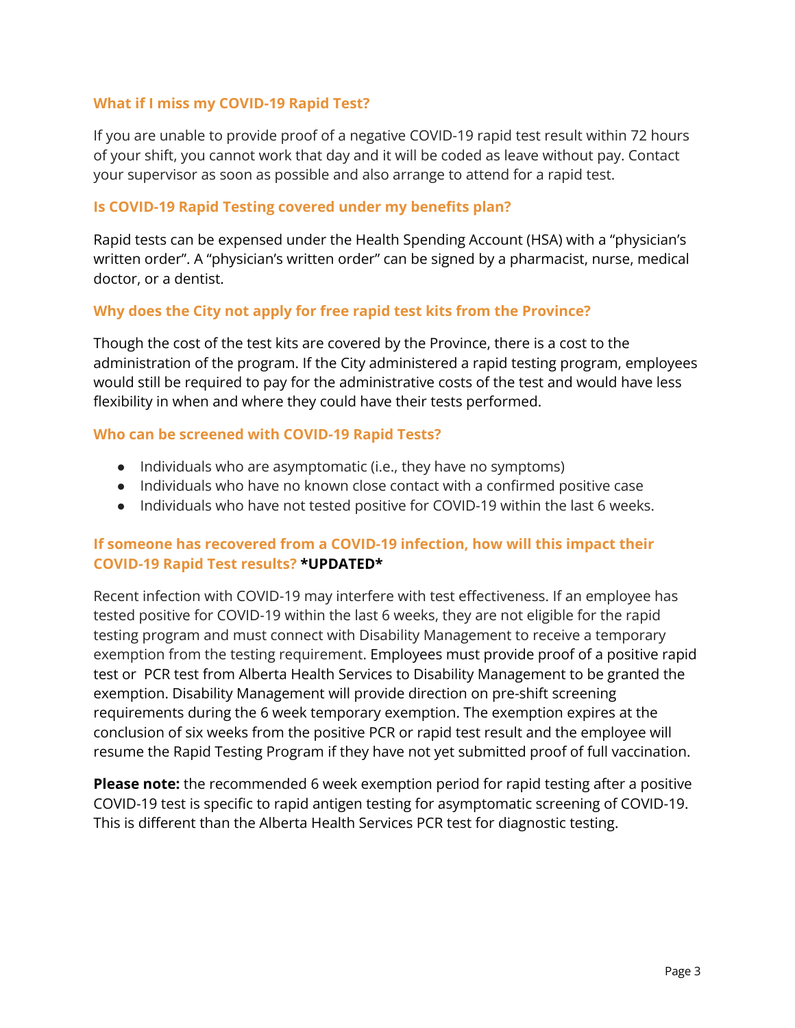### What if I miss my COVID-19 Rapid Test?

If you are unable to provide proof of a negative COVID-19 rapid test result within 72 hours of your shift, you cannot work that day and it will be coded as leave without pay. Contact your supervisor as soon as possible and also arrange to attend for a rapid test.

### Is COVID-19 Rapid Testing covered under my benefits plan?

Rapid tests can be expensed under the Health Spending Account (HSA) with a "physician's written order". A "physician's written order" can be signed by a pharmacist, nurse, medical doctor, or a dentist.

### Why does the City not apply for free rapid test kits from the Province?

Though the cost of the test kits are covered by the Province, there is a cost to the administration of the program. If the City administered a rapid testing program, employees would still be required to pay for the administrative costs of the test and would have less flexibility in when and where they could have their tests performed.

### Who can be screened with COVID-19 Rapid Tests?

- Individuals who are asymptomatic (i.e., they have no symptoms)
- Individuals who have no known close contact with a confirmed positive case
- Individuals who have not tested positive for COVID-19 within the last 6 weeks.

### If someone has recovered from a COVID-19 infection, how will this impact their COVID-19 Rapid Test results? **\*UPDATED\***

Recent infection with COVID-19 may interfere with test effectiveness. If an employee has tested positive for COVID-19 within the last 6 weeks, they are not eligible for the rapid testing program and must connect with Disability Management to receive a temporary exemption from the testing requirement. Employees must provide proof of a positive rapid test or PCR test from Alberta Health Services to Disability Management to be granted the exemption. Disability Management will provide direction on pre-shift screening requirements during the 6 week temporary exemption. The exemption expires at the conclusion of six weeks from the positive PCR or rapid test result and the employee will resume the Rapid Testing Program if they have not yet submitted proof of full vaccination.

**Please note:** the recommended 6 week exemption period for rapid testing after a positive COVID-19 test is specific to rapid antigen testing for asymptomatic screening of COVID-19. This is different than the Alberta Health Services PCR test for diagnostic testing.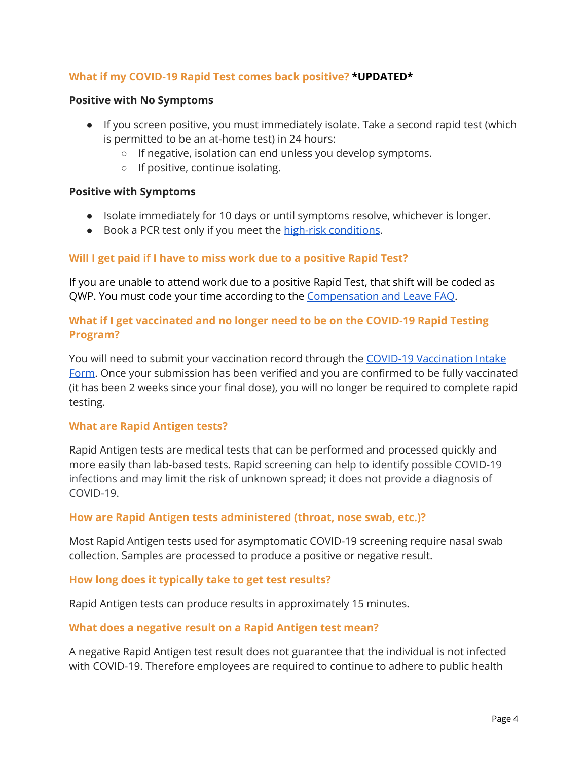### What if my COVID-19 Rapid Test comes back positive? **\*UPDATED\***

**Positive with No Symptoms**

- If you screen positive, you must immediately isolate. Take a second rapid test (which is permitted to be an at-home test) in 24 hours:
  - If negative, isolation can end unless you develop symptoms.
  - If positive, continue isolating.

**Positive with Symptoms**

- Isolate immediately for 10 days or until symptoms resolve, whichever is longer.
- Book a PCR test only if you meet the [high-risk conditions](#).

### Will I get paid if I have to miss work due to a positive Rapid Test?

If you are unable to attend work due to a positive Rapid Test, that shift will be coded as QWP. You must code your time according to the [Compensation and Leave FAQ](#).

### What if I get vaccinated and no longer need to be on the COVID-19 Rapid Testing Program?

You will need to submit your vaccination record through the [COVID-19 Vaccination Intake Form](#). Once your submission has been verified and you are confirmed to be fully vaccinated (it has been 2 weeks since your final dose), you will no longer be required to complete rapid testing.

### What are Rapid Antigen tests?

Rapid Antigen tests are medical tests that can be performed and processed quickly and more easily than lab-based tests. Rapid screening can help to identify possible COVID-19 infections and may limit the risk of unknown spread; it does not provide a diagnosis of COVID-19.

### How are Rapid Antigen tests administered (throat, nose swab, etc.)?

Most Rapid Antigen tests used for asymptomatic COVID-19 screening require nasal swab collection. Samples are processed to produce a positive or negative result.

### How long does it typically take to get test results?

Rapid Antigen tests can produce results in approximately 15 minutes.

### What does a negative result on a Rapid Antigen test mean?

A negative Rapid Antigen test result does not guarantee that the individual is not infected with COVID-19. Therefore employees are required to continue to adhere to public health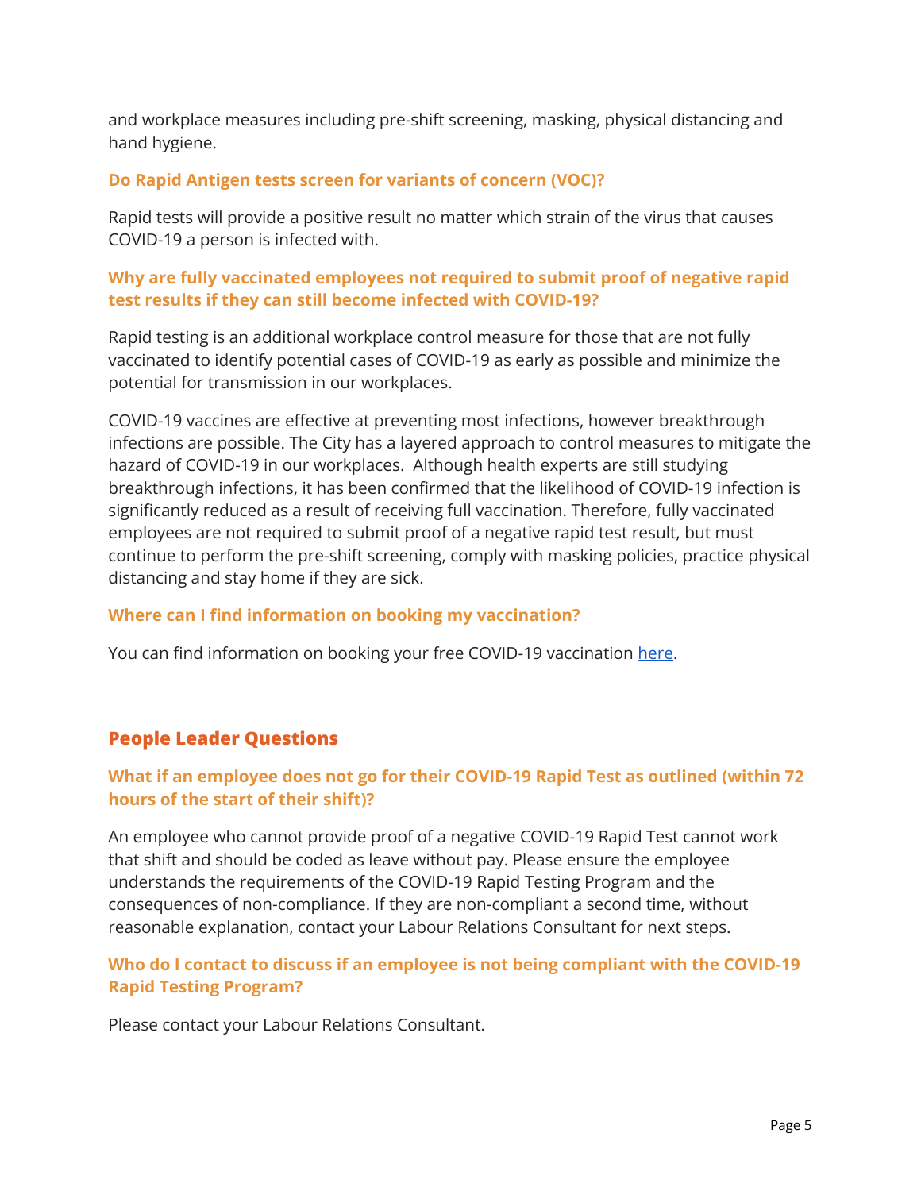and workplace measures including pre-shift screening, masking, physical distancing and hand hygiene.

### Do Rapid Antigen tests screen for variants of concern (VOC)?

Rapid tests will provide a positive result no matter which strain of the virus that causes COVID-19 a person is infected with.

### Why are fully vaccinated employees not required to submit proof of negative rapid test results if they can still become infected with COVID-19?

Rapid testing is an additional workplace control measure for those that are not fully vaccinated to identify potential cases of COVID-19 as early as possible and minimize the potential for transmission in our workplaces.

COVID-19 vaccines are effective at preventing most infections, however breakthrough infections are possible. The City has a layered approach to control measures to mitigate the hazard of COVID-19 in our workplaces. Although health experts are still studying breakthrough infections, it has been confirmed that the likelihood of COVID-19 infection is significantly reduced as a result of receiving full vaccination. Therefore, fully vaccinated employees are not required to submit proof of a negative rapid test result, but must continue to perform the pre-shift screening, comply with masking policies, practice physical distancing and stay home if they are sick.

### Where can I find information on booking my vaccination?

You can find information on booking your free COVID-19 vaccination here.

## People Leader Questions

### What if an employee does not go for their COVID-19 Rapid Test as outlined (within 72 hours of the start of their shift)?

An employee who cannot provide proof of a negative COVID-19 Rapid Test cannot work that shift and should be coded as leave without pay. Please ensure the employee understands the requirements of the COVID-19 Rapid Testing Program and the consequences of non-compliance. If they are non-compliant a second time, without reasonable explanation, contact your Labour Relations Consultant for next steps.

### Who do I contact to discuss if an employee is not being compliant with the COVID-19 Rapid Testing Program?

Please contact your Labour Relations Consultant.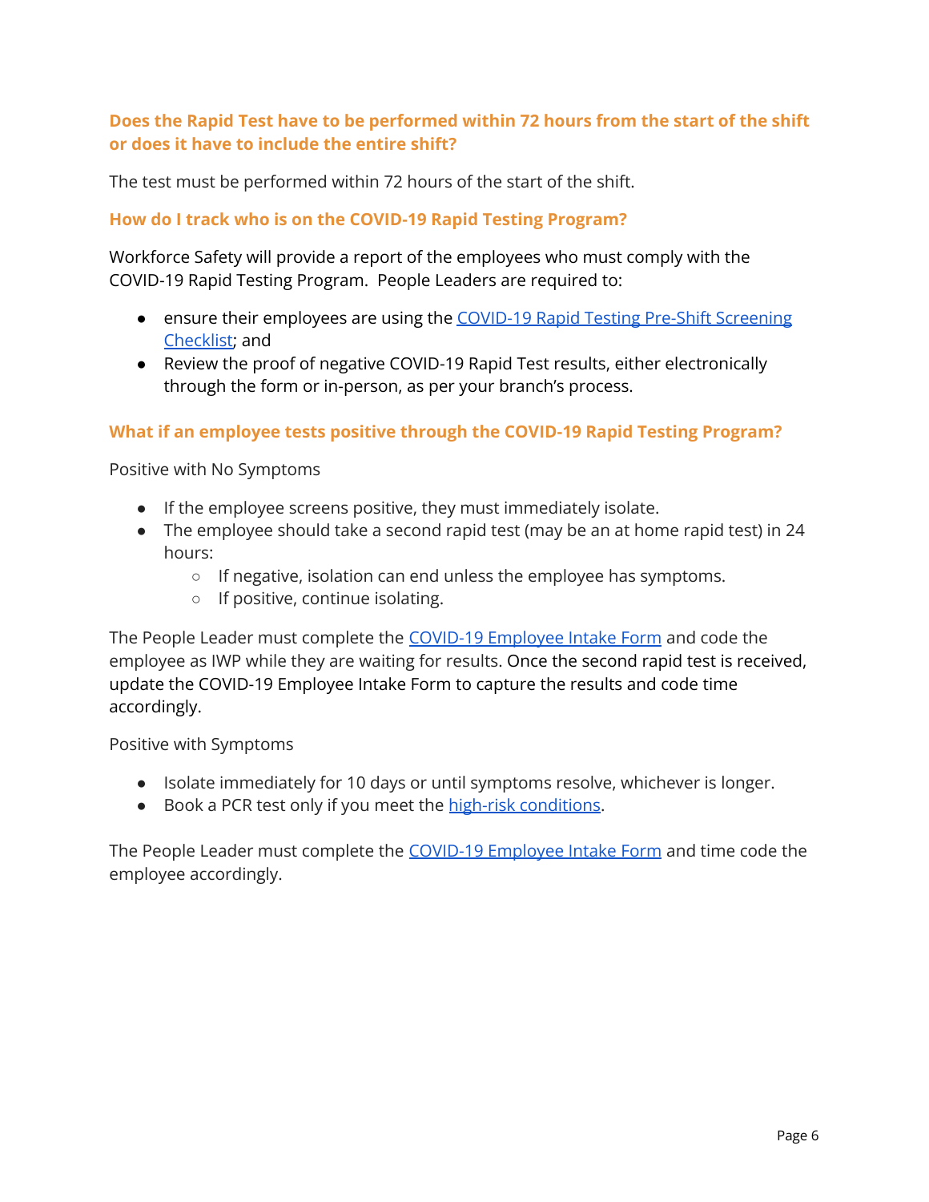### Does the Rapid Test have to be performed within 72 hours from the start of the shift or does it have to include the entire shift?

The test must be performed within 72 hours of the start of the shift.

### How do I track who is on the COVID-19 Rapid Testing Program?

Workforce Safety will provide a report of the employees who must comply with the COVID-19 Rapid Testing Program. People Leaders are required to:

- ensure their employees are using the [COVID-19 Rapid Testing Pre-Shift Screening Checklist](); and
- Review the proof of negative COVID-19 Rapid Test results, either electronically through the form or in-person, as per your branch's process.

### What if an employee tests positive through the COVID-19 Rapid Testing Program?

Positive with No Symptoms

- If the employee screens positive, they must immediately isolate.
- The employee should take a second rapid test (may be an at home rapid test) in 24 hours:
  - If negative, isolation can end unless the employee has symptoms.
  - If positive, continue isolating.

The People Leader must complete the [COVID-19 Employee Intake Form]() and code the employee as IWP while they are waiting for results. Once the second rapid test is received, update the COVID-19 Employee Intake Form to capture the results and code time accordingly.

Positive with Symptoms

- Isolate immediately for 10 days or until symptoms resolve, whichever is longer.
- Book a PCR test only if you meet the [high-risk conditions]().

The People Leader must complete the [COVID-19 Employee Intake Form]() and time code the employee accordingly.